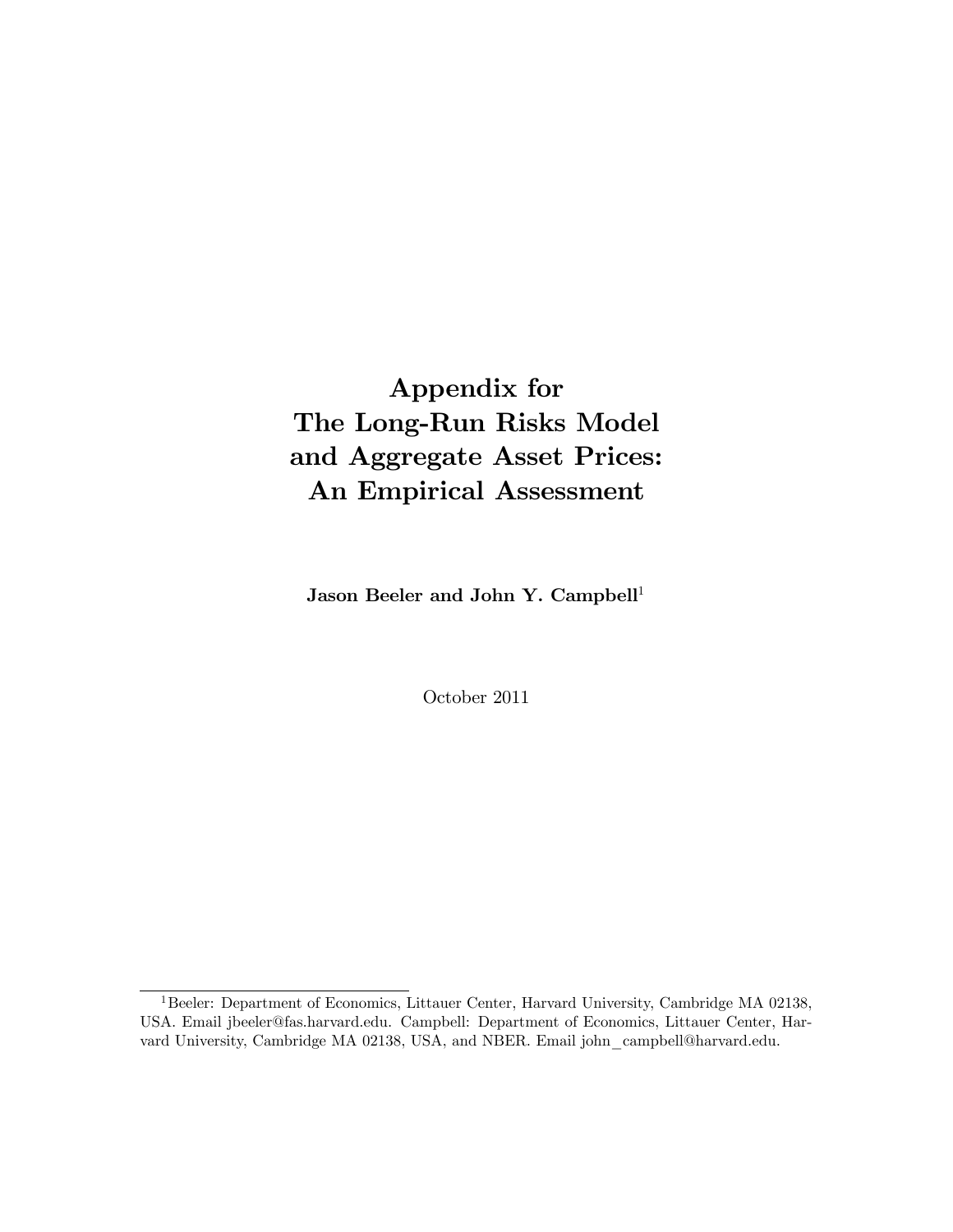# Appendix for The Long-Run Risks Model and Aggregate Asset Prices: An Empirical Assessment

**Jason Beeler and John Y. Campbell**[1]

October 2011

[1] Beeler: Department of Economics, Littauer Center, Harvard University, Cambridge MA 02138, USA. Email jbeeler@fas.harvard.edu. Campbell: Department of Economics, Littauer Center, Harvard University, Cambridge MA 02138, USA, and NBER. Email john_campbell@harvard.edu.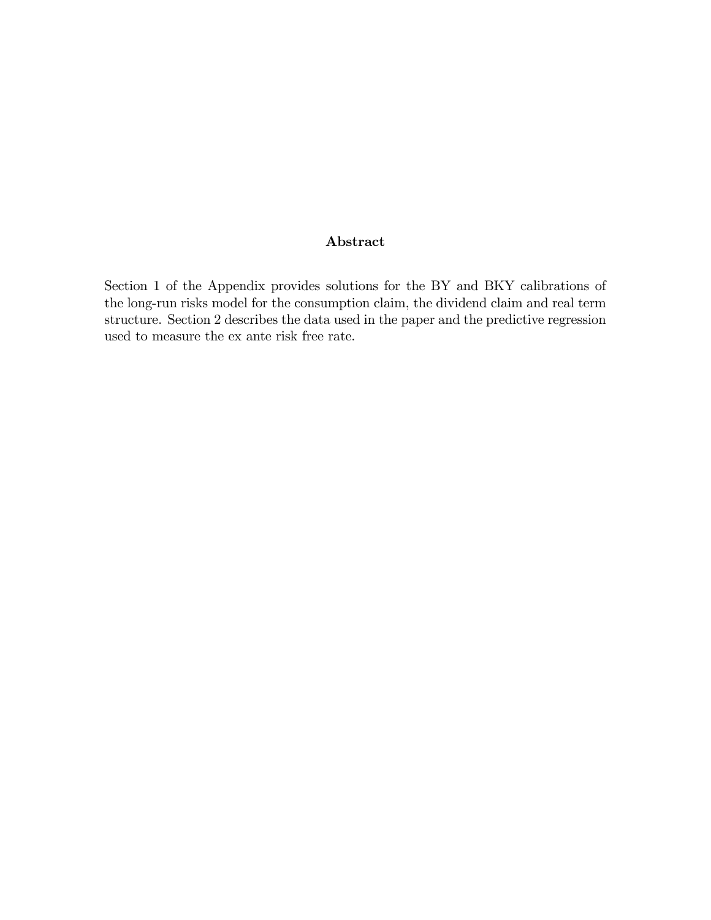### Abstract

Section 1 of the Appendix provides solutions for the BY and BKY calibrations of the long-run risks model for the consumption claim, the dividend claim and real term structure. Section 2 describes the data used in the paper and the predictive regression used to measure the ex ante risk free rate.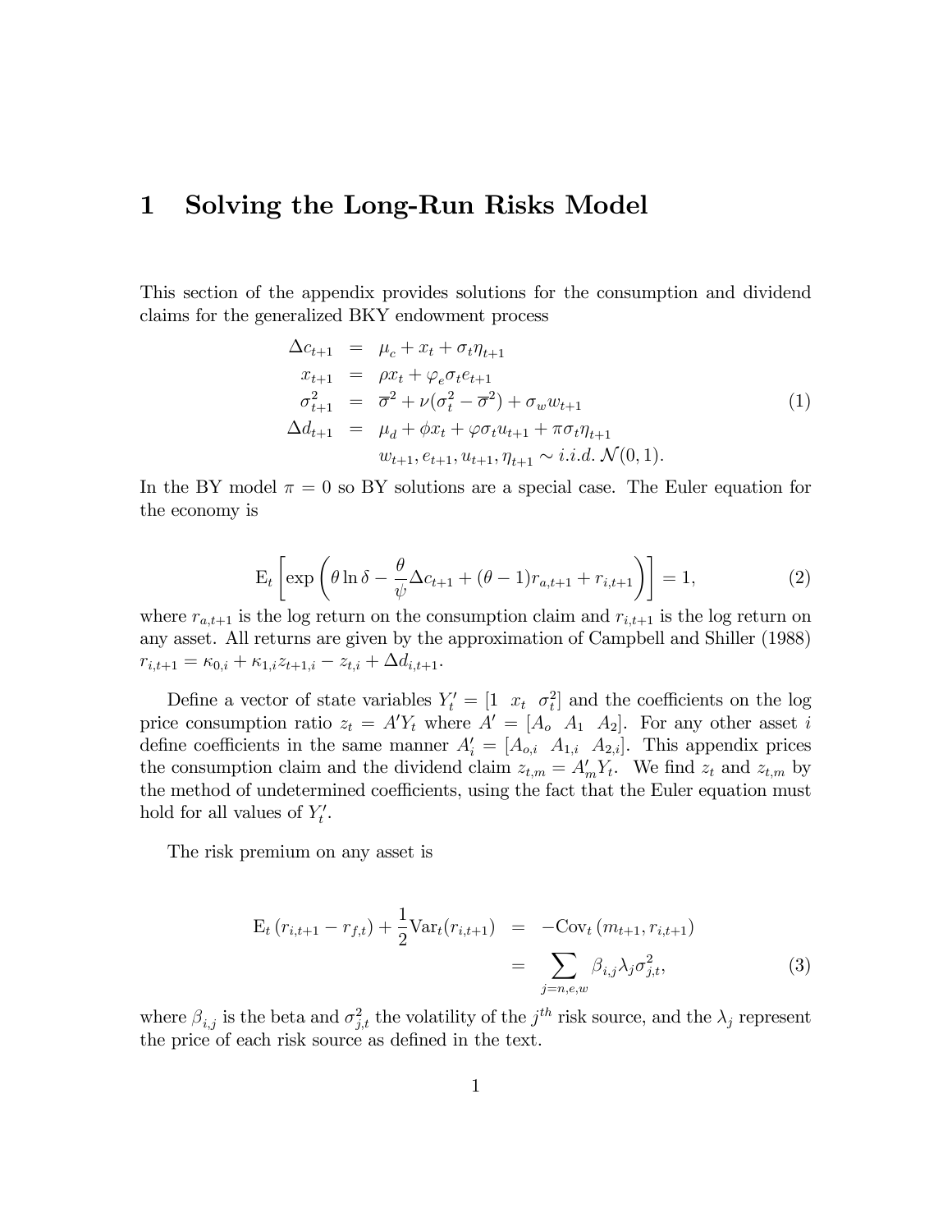# 1 Solving the Long-Run Risks Model

This section of the appendix provides solutions for the consumption and dividend claims for the generalized BKY endowment process

$$
\begin{aligned}
\Delta c_{t+1} &= \mu_c + x_t + \sigma_t \eta_{t+1} \\
x_{t+1} &= \rho x_t + \varphi_e \sigma_t e_{t+1} \\
\sigma^2_{t+1} &= \overline{\sigma}^2 + \nu(\sigma^2_t - \overline{\sigma}^2) + \sigma_w w_{t+1} \\
\Delta d_{t+1} &= \mu_d + \phi x_t + \varphi \sigma_t u_{t+1} + \pi \sigma_t \eta_{t+1} \\
& \quad w_{t+1}, e_{t+1}, u_{t+1}, \eta_{t+1} \sim i.i.d.\ \mathcal{N}(0,1).
\end{aligned} \tag{1}
$$

In the BY model $\pi = 0$ so BY solutions are a special case. The Euler equation for the economy is

$$
\mathrm{E}_t \left[ \exp \left( \theta \ln \delta - \frac{\theta}{\psi} \Delta c_{t+1} + (\theta - 1) r_{a,t+1} + r_{i,t+1} \right) \right] = 1, \tag{2}
$$

where $r_{a,t+1}$ is the log return on the consumption claim and $r_{i,t+1}$ is the log return on any asset. All returns are given by the approximation of Campbell and Shiller (1988) $r_{i,t+1} = \kappa_{0,i} + \kappa_{1,i} z_{t+1,i} - z_{t,i} + \Delta d_{i,t+1}$.

Define a vector of state variables $Y_t' = [1 \ \ x_t \ \ \sigma_t^2]$ and the coefficients on the log price consumption ratio $z_t = A' Y_t$ where $A' = [A_o \ \ A_1 \ \ A_2]$. For any other asset $i$ define coefficients in the same manner $A_i' = [A_{o,i} \ \ A_{1,i} \ \ A_{2,i}]$. This appendix prices the consumption claim and the dividend claim $z_{t,m} = A_m' Y_t$. We find $z_t$ and $z_{t,m}$ by the method of undetermined coefficients, using the fact that the Euler equation must hold for all values of $Y_t'$.

The risk premium on any asset is

$$
\begin{aligned}
\mathrm{E}_t \left( r_{i,t+1} - r_{f,t} \right) + \frac{1}{2} \mathrm{Var}_t (r_{i,t+1}) &= -\mathrm{Cov}_t \left( m_{t+1}, r_{i,t+1} \right) \\
&= \sum_{j=n,e,w} \beta_{i,j} \lambda_j \sigma^2_{j,t},
\end{aligned} \tag{3}
$$

where $\beta_{i,j}$ is the beta and $\sigma^2_{j,t}$ the volatility of the $j^{th}$ risk source, and the $\lambda_j$ represent the price of each risk source as defined in the text.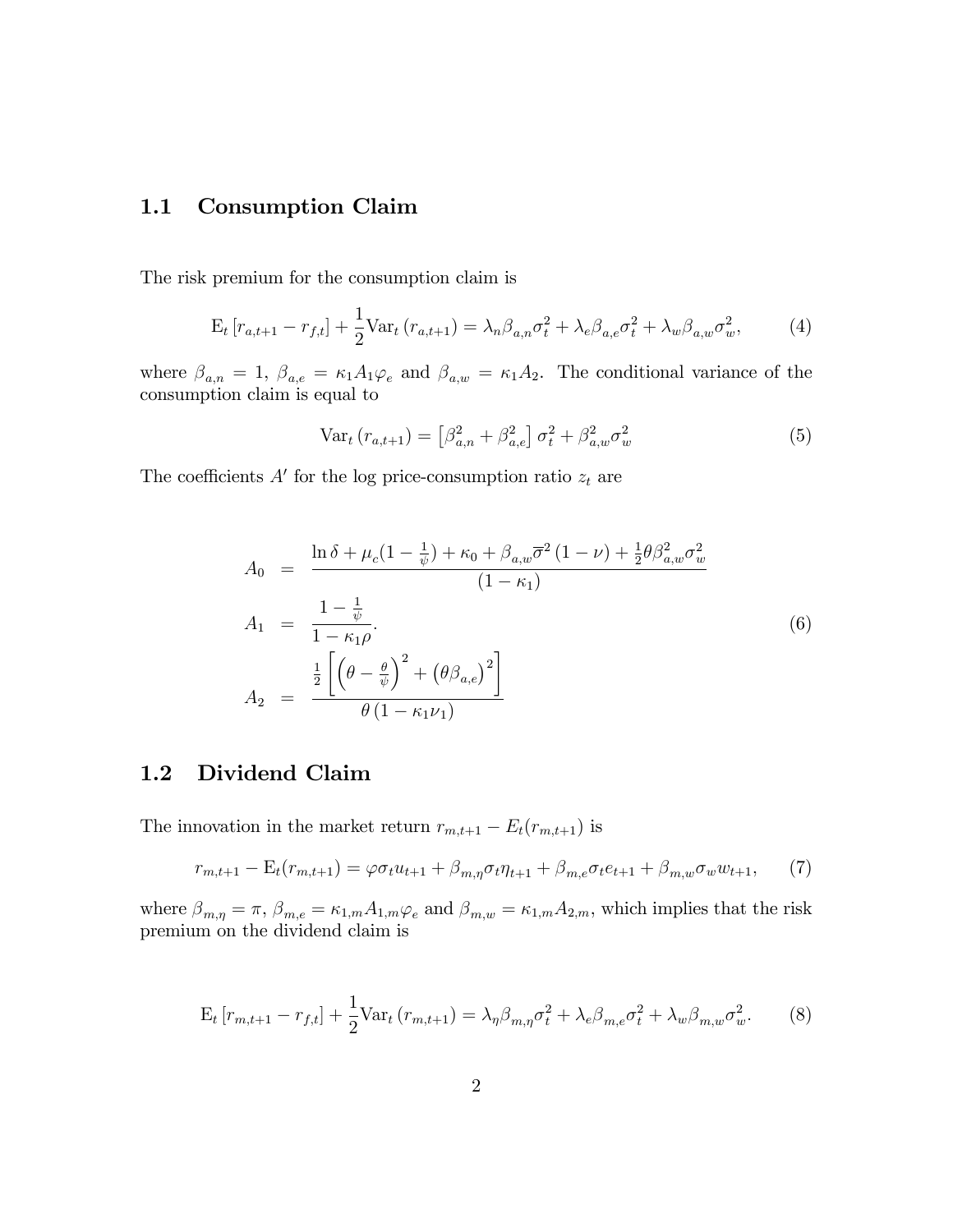## 1.1 Consumption Claim

The risk premium for the consumption claim is

$$\mathrm{E}_t\left[r_{a,t+1} - r_{f,t}\right] + \frac{1}{2}\mathrm{Var}_t\left(r_{a,t+1}\right) = \lambda_n \beta_{a,n} \sigma_t^2 + \lambda_e \beta_{a,e} \sigma_t^2 + \lambda_w \beta_{a,w} \sigma_w^2, \tag{4}$$

where $\beta_{a,n} = 1$, $\beta_{a,e} = \kappa_1 A_1 \varphi_e$ and $\beta_{a,w} = \kappa_1 A_2$. The conditional variance of the consumption claim is equal to

$$\mathrm{Var}_t\left(r_{a,t+1}\right) = \left[\beta_{a,n}^2 + \beta_{a,e}^2\right] \sigma_t^2 + \beta_{a,w}^2 \sigma_w^2 \tag{5}$$

The coefficients $A'$ for the log price-consumption ratio $z_t$ are

$$\begin{aligned}
A_0 &= \frac{\ln\delta + \mu_c(1-\frac{1}{\psi}) + \kappa_0 + \beta_{a,w}\overline{\sigma}^2\left(1-\nu\right) + \frac{1}{2}\theta\beta_{a,w}^2\sigma_w^2}{\left(1-\kappa_1\right)} \\
A_1 &= \frac{1-\frac{1}{\psi}}{1-\kappa_1\rho}. \\
A_2 &= \frac{\frac{1}{2}\left[\left(\theta - \frac{\theta}{\psi}\right)^2 + \left(\theta\beta_{a,e}\right)^2\right]}{\theta\left(1-\kappa_1\nu_1\right)}
\end{aligned} \tag{6}$$

## 1.2 Dividend Claim

The innovation in the market return $r_{m,t+1} - E_t(r_{m,t+1})$ is

$$r_{m,t+1} - \mathrm{E}_t(r_{m,t+1}) = \varphi\sigma_t u_{t+1} + \beta_{m,\eta}\sigma_t\eta_{t+1} + \beta_{m,e}\sigma_t e_{t+1} + \beta_{m,w}\sigma_w w_{t+1}, \tag{7}$$

where $\beta_{m,\eta} = \pi$, $\beta_{m,e} = \kappa_{1,m} A_{1,m} \varphi_e$ and $\beta_{m,w} = \kappa_{1,m} A_{2,m}$, which implies that the risk premium on the dividend claim is

$$\mathrm{E}_t\left[r_{m,t+1} - r_{f,t}\right] + \frac{1}{2}\mathrm{Var}_t\left(r_{m,t+1}\right) = \lambda_\eta \beta_{m,\eta} \sigma_t^2 + \lambda_e \beta_{m,e} \sigma_t^2 + \lambda_w \beta_{m,w} \sigma_w^2. \tag{8}$$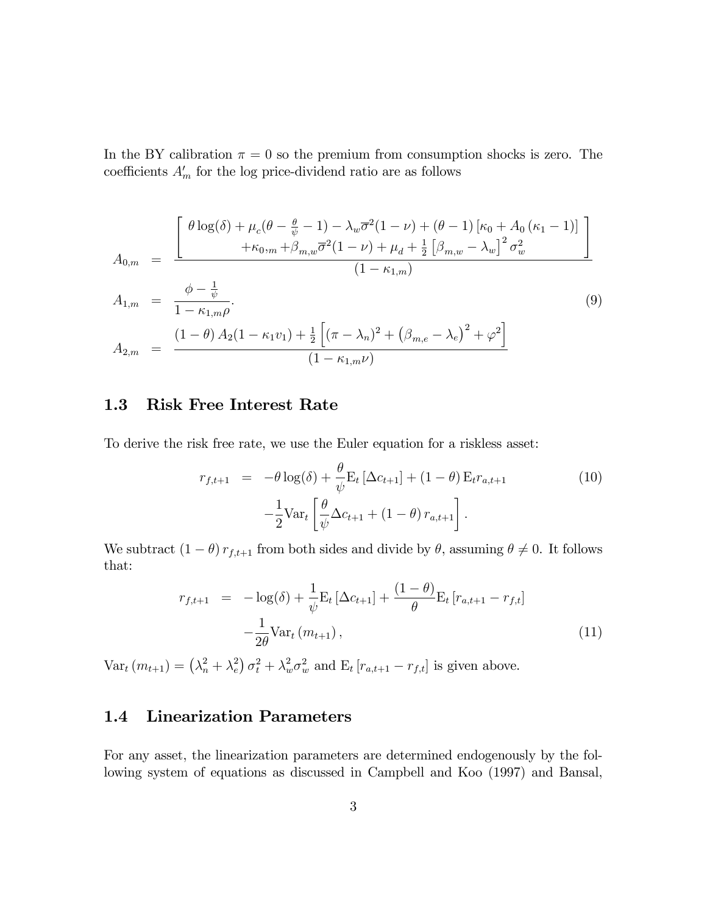In the BY calibration $\pi = 0$ so the premium from consumption shocks is zero. The coefficients $A'_m$ for the log price-dividend ratio are as follows

$$
\begin{aligned}
A_{0,m} &= \frac{\left[ \begin{array}{c} \theta \log(\delta) + \mu_c(\theta - \frac{\theta}{\psi} - 1) - \lambda_w \overline{\sigma}^2 (1-\nu) + (\theta - 1)\left[\kappa_0 + A_0 (\kappa_1 - 1)\right] \\ + \kappa_{0,m} + \beta_{m,w} \overline{\sigma}^2 (1-\nu) + \mu_d + \frac{1}{2}\left[\beta_{m,w} - \lambda_w\right]^2 \sigma_w^2 \end{array} \right]}{(1-\kappa_{1,m})} \\
A_{1,m} &= \frac{\phi - \frac{1}{\psi}}{1 - \kappa_{1,m}\rho}. \\
A_{2,m} &= \frac{(1-\theta) A_2 (1 - \kappa_1 v_1) + \frac{1}{2}\left[ (\pi - \lambda_n)^2 + \left(\beta_{m,e} - \lambda_e\right)^2 + \varphi^2 \right]}{(1 - \kappa_{1,m}\nu)}
\end{aligned} \tag{9}
$$

### 1.3 Risk Free Interest Rate

To derive the risk free rate, we use the Euler equation for a riskless asset:

$$
\begin{aligned}
r_{f,t+1} &= -\theta \log(\delta) + \frac{\theta}{\psi} \mathrm{E}_t \left[\Delta c_{t+1}\right] + (1-\theta) \mathrm{E}_t r_{a,t+1} \\
&\quad - \frac{1}{2} \mathrm{Var}_t \left[ \frac{\theta}{\psi} \Delta c_{t+1} + (1-\theta) r_{a,t+1} \right].
\end{aligned} \tag{10}
$$

We subtract $(1-\theta) r_{f,t+1}$ from both sides and divide by $\theta$, assuming $\theta \neq 0$. It follows that:

$$
\begin{aligned}
r_{f,t+1} &= -\log(\delta) + \frac{1}{\psi} \mathrm{E}_t \left[\Delta c_{t+1}\right] + \frac{(1-\theta)}{\theta} \mathrm{E}_t \left[r_{a,t+1} - r_{f,t}\right] \\
&\quad - \frac{1}{2\theta} \mathrm{Var}_t \left(m_{t+1}\right),
\end{aligned} \tag{11}
$$

$\mathrm{Var}_t(m_{t+1}) = \left(\lambda_n^2 + \lambda_e^2\right)\sigma_t^2 + \lambda_w^2 \sigma_w^2$ and $\mathrm{E}_t\left[r_{a,t+1} - r_{f,t}\right]$ is given above.

### 1.4 Linearization Parameters

For any asset, the linearization parameters are determined endogenously by the following system of equations as discussed in Campbell and Koo (1997) and Bansal,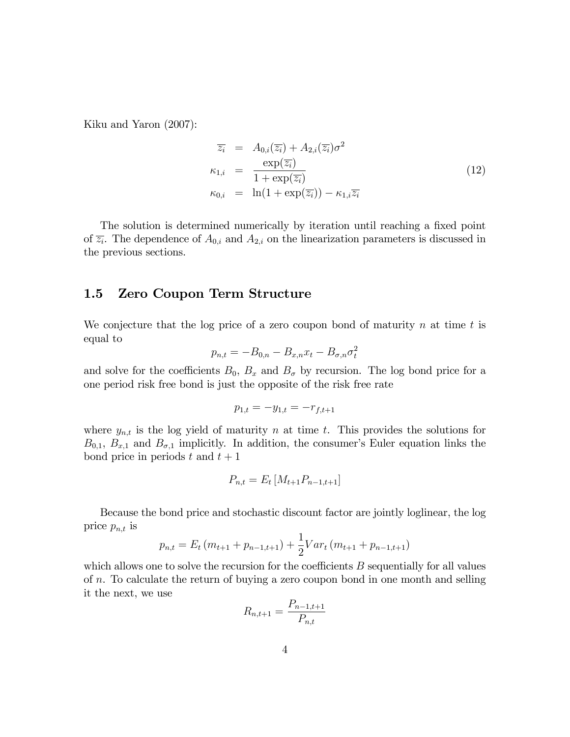Kiku and Yaron (2007):

$$
\begin{aligned}
\overline{z_i} &= A_{0,i}(\overline{z_i}) + A_{2,i}(\overline{z_i})\sigma^2 \\
\kappa_{1,i} &= \frac{\exp(\overline{z_i})}{1+\exp(\overline{z_i})} \\
\kappa_{0,i} &= \ln(1+\exp(\overline{z_i})) - \kappa_{1,i}\overline{z_i}
\end{aligned}
\tag{12}
$$

The solution is determined numerically by iteration until reaching a fixed point of $\overline{z_i}$. The dependence of $A_{0,i}$ and $A_{2,i}$ on the linearization parameters is discussed in the previous sections.

## 1.5 Zero Coupon Term Structure

We conjecture that the log price of a zero coupon bond of maturity $n$ at time $t$ is equal to

$$
p_{n,t} = -B_{0,n} - B_{x,n}x_t - B_{\sigma,n}\sigma_t^2
$$

and solve for the coefficients $B_0$, $B_x$ and $B_\sigma$ by recursion. The log bond price for a one period risk free bond is just the opposite of the risk free rate

$$
p_{1,t} = -y_{1,t} = -r_{f,t+1}
$$

where $y_{n,t}$ is the log yield of maturity $n$ at time $t$. This provides the solutions for $B_{0,1}$, $B_{x,1}$ and $B_{\sigma,1}$ implicitly. In addition, the consumer's Euler equation links the bond price in periods $t$ and $t+1$

$$
P_{n,t} = E_t\left[M_{t+1}P_{n-1,t+1}\right]
$$

Because the bond price and stochastic discount factor are jointly loglinear, the log price $p_{n,t}$ is

$$
p_{n,t} = E_t\left(m_{t+1} + p_{n-1,t+1}\right) + \frac{1}{2}Var_t\left(m_{t+1} + p_{n-1,t+1}\right)
$$

which allows one to solve the recursion for the coefficients $B$ sequentially for all values of $n$. To calculate the return of buying a zero coupon bond in one month and selling it the next, we use

$$
R_{n,t+1} = \frac{P_{n-1,t+1}}{P_{n,t}}
$$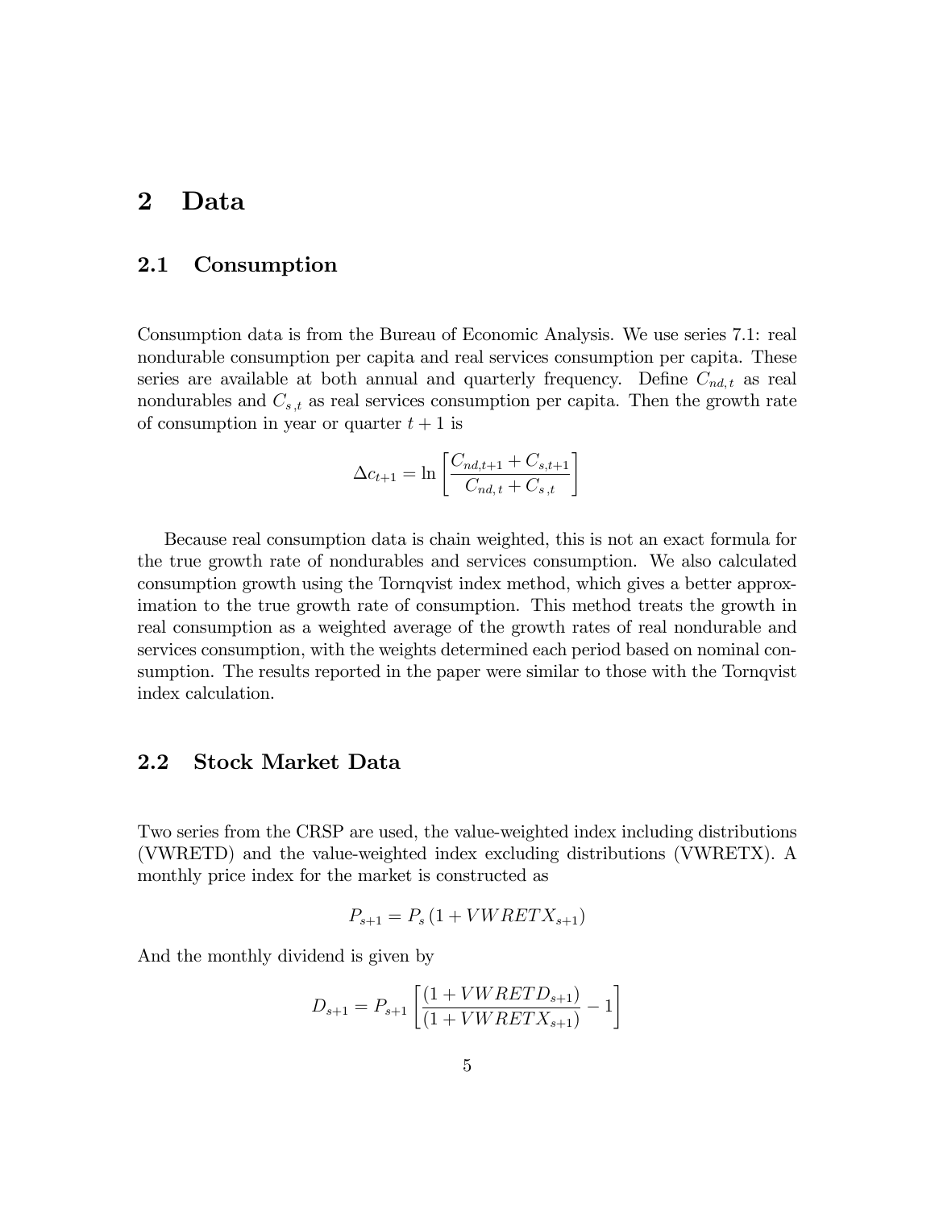# 2 Data

## 2.1 Consumption

Consumption data is from the Bureau of Economic Analysis. We use series 7.1: real nondurable consumption per capita and real services consumption per capita. These series are available at both annual and quarterly frequency. Define $C_{nd,t}$ as real nondurables and $C_{s,t}$ as real services consumption per capita. Then the growth rate of consumption in year or quarter $t+1$ is

$$\Delta c_{t+1} = \ln \left[ \frac{C_{nd,t+1} + C_{s,t+1}}{C_{nd,t} + C_{s,t}} \right]$$

Because real consumption data is chain weighted, this is not an exact formula for the true growth rate of nondurables and services consumption. We also calculated consumption growth using the Tornqvist index method, which gives a better approximation to the true growth rate of consumption. This method treats the growth in real consumption as a weighted average of the growth rates of real nondurable and services consumption, with the weights determined each period based on nominal consumption. The results reported in the paper were similar to those with the Tornqvist index calculation.

## 2.2 Stock Market Data

Two series from the CRSP are used, the value-weighted index including distributions (VWRETD) and the value-weighted index excluding distributions (VWRETX). A monthly price index for the market is constructed as

$$P_{s+1} = P_s \left(1 + VWRETX_{s+1}\right)$$

And the monthly dividend is given by

$$D_{s+1} = P_{s+1} \left[ \frac{(1 + VWRETD_{s+1})}{(1 + VWRETX_{s+1})} - 1 \right]$$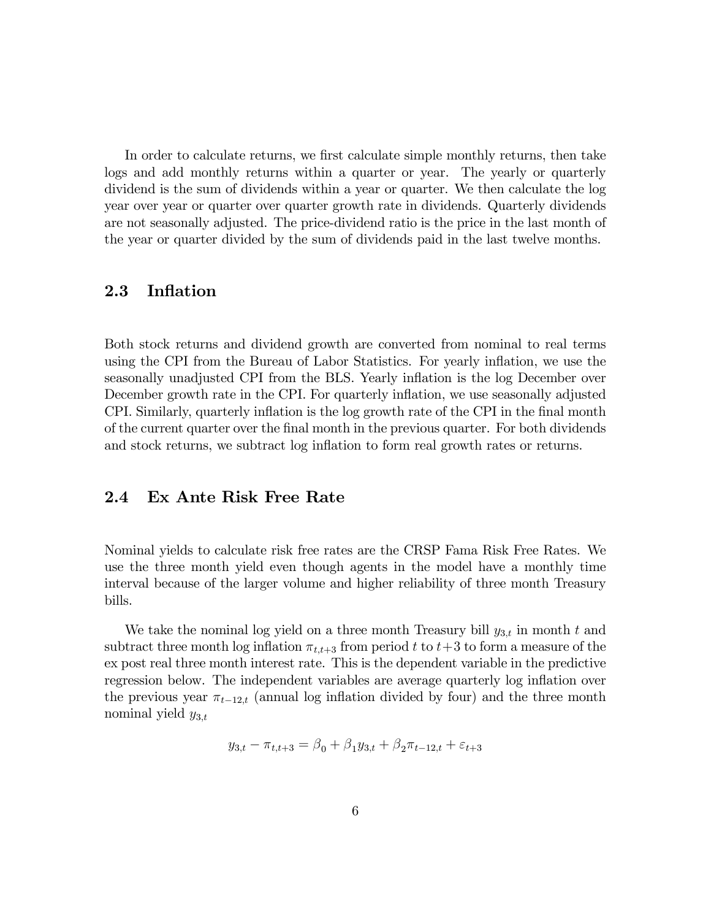In order to calculate returns, we first calculate simple monthly returns, then take logs and add monthly returns within a quarter or year. The yearly or quarterly dividend is the sum of dividends within a year or quarter. We then calculate the log year over year or quarter over quarter growth rate in dividends. Quarterly dividends are not seasonally adjusted. The price-dividend ratio is the price in the last month of the year or quarter divided by the sum of dividends paid in the last twelve months.

## 2.3 Inflation

Both stock returns and dividend growth are converted from nominal to real terms using the CPI from the Bureau of Labor Statistics. For yearly inflation, we use the seasonally unadjusted CPI from the BLS. Yearly inflation is the log December over December growth rate in the CPI. For quarterly inflation, we use seasonally adjusted CPI. Similarly, quarterly inflation is the log growth rate of the CPI in the final month of the current quarter over the final month in the previous quarter. For both dividends and stock returns, we subtract log inflation to form real growth rates or returns.

## 2.4 Ex Ante Risk Free Rate

Nominal yields to calculate risk free rates are the CRSP Fama Risk Free Rates. We use the three month yield even though agents in the model have a monthly time interval because of the larger volume and higher reliability of three month Treasury bills.

We take the nominal log yield on a three month Treasury bill $y_{3,t}$ in month $t$ and subtract three month log inflation $\pi_{t,t+3}$ from period $t$ to $t+3$ to form a measure of the ex post real three month interest rate. This is the dependent variable in the predictive regression below. The independent variables are average quarterly log inflation over the previous year $\pi_{t-12,t}$ (annual log inflation divided by four) and the three month nominal yield $y_{3,t}$

$$y_{3,t} - \pi_{t,t+3} = \beta_0 + \beta_1 y_{3,t} + \beta_2 \pi_{t-12,t} + \varepsilon_{t+3}$$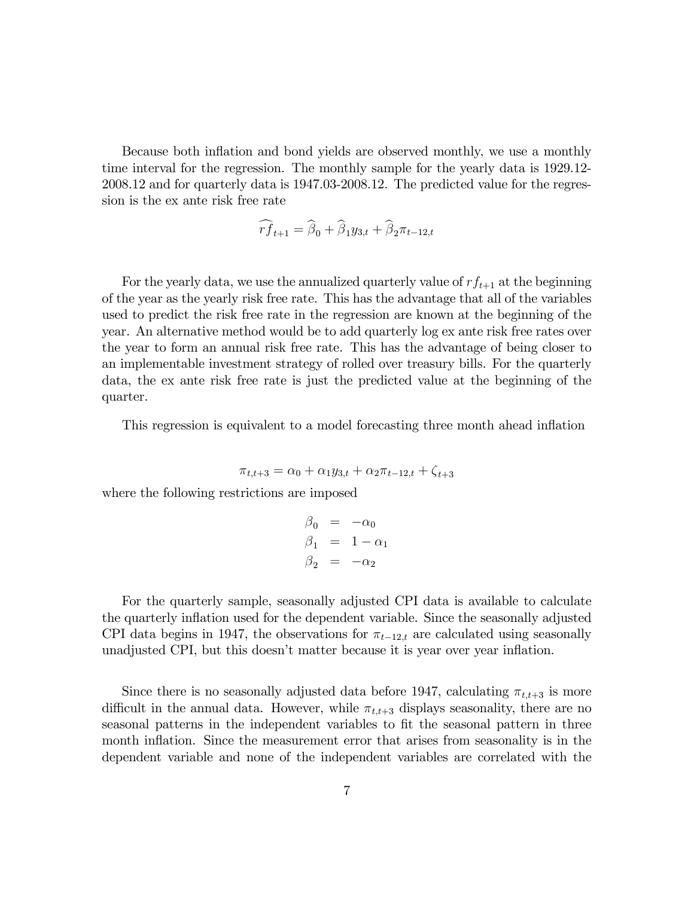Because both inflation and bond yields are observed monthly, we use a monthly time interval for the regression. The monthly sample for the yearly data is 1929.12-2008.12 and for quarterly data is 1947.03-2008.12. The predicted value for the regression is the ex ante risk free rate

$$\widehat{rf}_{t+1} = \widehat{\beta}_0 + \widehat{\beta}_1 y_{3,t} + \widehat{\beta}_2 \pi_{t-12,t}$$

For the yearly data, we use the annualized quarterly value of $rf_{t+1}$ at the beginning of the year as the yearly risk free rate. This has the advantage that all of the variables used to predict the risk free rate in the regression are known at the beginning of the year. An alternative method would be to add quarterly log ex ante risk free rates over the year to form an annual risk free rate. This has the advantage of being closer to an implementable investment strategy of rolled over treasury bills. For the quarterly data, the ex ante risk free rate is just the predicted value at the beginning of the quarter.

This regression is equivalent to a model forecasting three month ahead inflation

$$\pi_{t,t+3} = \alpha_0 + \alpha_1 y_{3,t} + \alpha_2 \pi_{t-12,t} + \zeta_{t+3}$$

where the following restrictions are imposed

$$\begin{aligned}
\beta_0 &= -\alpha_0 \\
\beta_1 &= 1 - \alpha_1 \\
\beta_2 &= -\alpha_2
\end{aligned}$$

For the quarterly sample, seasonally adjusted CPI data is available to calculate the quarterly inflation used for the dependent variable. Since the seasonally adjusted CPI data begins in 1947, the observations for $\pi_{t-12,t}$ are calculated using seasonally unadjusted CPI, but this doesn't matter because it is year over year inflation.

Since there is no seasonally adjusted data before 1947, calculating $\pi_{t,t+3}$ is more difficult in the annual data. However, while $\pi_{t,t+3}$ displays seasonality, there are no seasonal patterns in the independent variables to fit the seasonal pattern in three month inflation. Since the measurement error that arises from seasonality is in the dependent variable and none of the independent variables are correlated with the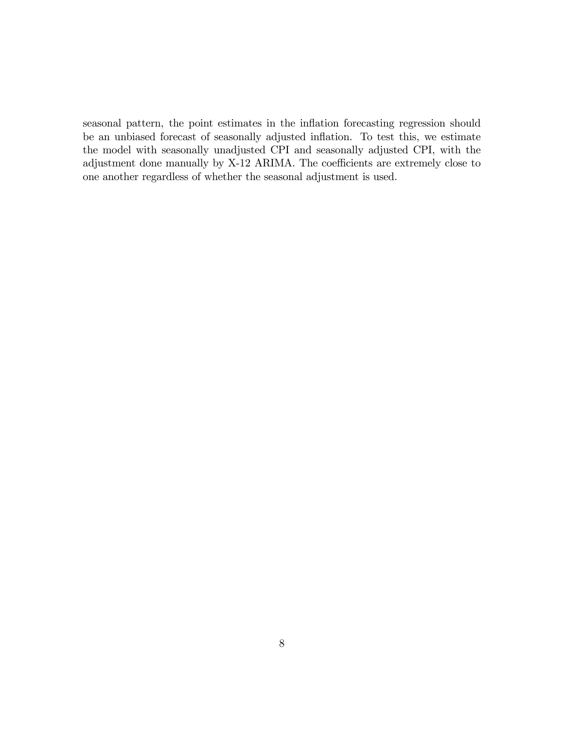seasonal pattern, the point estimates in the inflation forecasting regression should be an unbiased forecast of seasonally adjusted inflation. To test this, we estimate the model with seasonally unadjusted CPI and seasonally adjusted CPI, with the adjustment done manually by X-12 ARIMA. The coefficients are extremely close to one another regardless of whether the seasonal adjustment is used.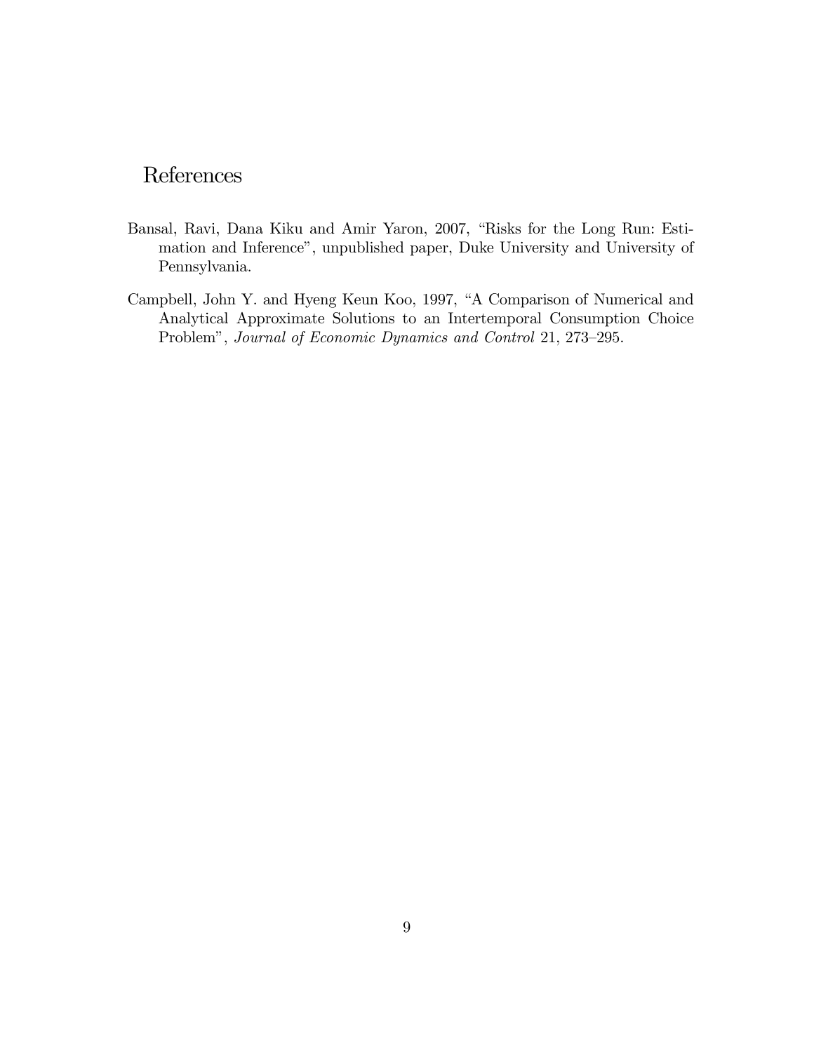# References

Bansal, Ravi, Dana Kiku and Amir Yaron, 2007, "Risks for the Long Run: Estimation and Inference", unpublished paper, Duke University and University of Pennsylvania.

Campbell, John Y. and Hyeng Keun Koo, 1997, "A Comparison of Numerical and Analytical Approximate Solutions to an Intertemporal Consumption Choice Problem", *Journal of Economic Dynamics and Control* 21, 273–295.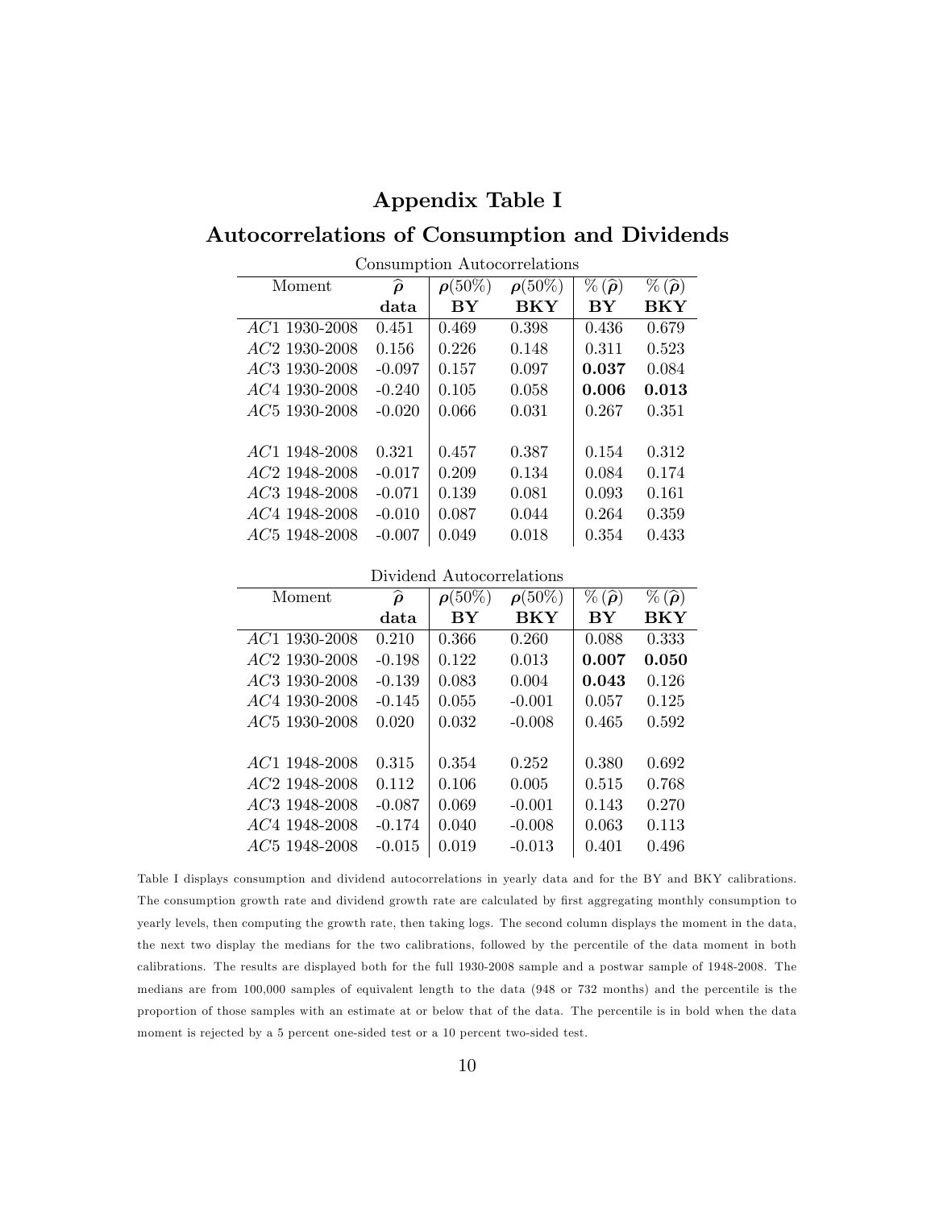# Appendix Table I

## Autocorrelations of Consumption and Dividends

Consumption Autocorrelations

| Moment | $\widehat{\boldsymbol{\rho}}$ | $\boldsymbol{\rho}(50\%)$ | $\boldsymbol{\rho}(50\%)$ | $\%(\widehat{\boldsymbol{\rho}})$ | $\%(\widehat{\boldsymbol{\rho}})$ |
|---|---|---|---|---|---|
| | **data** | **BY** | **BKY** | **BY** | **BKY** |
| $AC1$ 1930-2008 | 0.451 | 0.469 | 0.398 | 0.436 | 0.679 |
| $AC2$ 1930-2008 | 0.156 | 0.226 | 0.148 | 0.311 | 0.523 |
| $AC3$ 1930-2008 | -0.097 | 0.157 | 0.097 | **0.037** | 0.084 |
| $AC4$ 1930-2008 | -0.240 | 0.105 | 0.058 | **0.006** | **0.013** |
| $AC5$ 1930-2008 | -0.020 | 0.066 | 0.031 | 0.267 | 0.351 |
| | | | | | |
| $AC1$ 1948-2008 | 0.321 | 0.457 | 0.387 | 0.154 | 0.312 |
| $AC2$ 1948-2008 | -0.017 | 0.209 | 0.134 | 0.084 | 0.174 |
| $AC3$ 1948-2008 | -0.071 | 0.139 | 0.081 | 0.093 | 0.161 |
| $AC4$ 1948-2008 | -0.010 | 0.087 | 0.044 | 0.264 | 0.359 |
| $AC5$ 1948-2008 | -0.007 | 0.049 | 0.018 | 0.354 | 0.433 |

Dividend Autocorrelations

| Moment | $\widehat{\boldsymbol{\rho}}$ | $\boldsymbol{\rho}(50\%)$ | $\boldsymbol{\rho}(50\%)$ | $\%(\widehat{\boldsymbol{\rho}})$ | $\%(\widehat{\boldsymbol{\rho}})$ |
|---|---|---|---|---|---|
| | **data** | **BY** | **BKY** | **BY** | **BKY** |
| $AC1$ 1930-2008 | 0.210 | 0.366 | 0.260 | 0.088 | 0.333 |
| $AC2$ 1930-2008 | -0.198 | 0.122 | 0.013 | **0.007** | **0.050** |
| $AC3$ 1930-2008 | -0.139 | 0.083 | 0.004 | **0.043** | 0.126 |
| $AC4$ 1930-2008 | -0.145 | 0.055 | -0.001 | 0.057 | 0.125 |
| $AC5$ 1930-2008 | 0.020 | 0.032 | -0.008 | 0.465 | 0.592 |
| | | | | | |
| $AC1$ 1948-2008 | 0.315 | 0.354 | 0.252 | 0.380 | 0.692 |
| $AC2$ 1948-2008 | 0.112 | 0.106 | 0.005 | 0.515 | 0.768 |
| $AC3$ 1948-2008 | -0.087 | 0.069 | -0.001 | 0.143 | 0.270 |
| $AC4$ 1948-2008 | -0.174 | 0.040 | -0.008 | 0.063 | 0.113 |
| $AC5$ 1948-2008 | -0.015 | 0.019 | -0.013 | 0.401 | 0.496 |

Table I displays consumption and dividend autocorrelations in yearly data and for the BY and BKY calibrations. The consumption growth rate and dividend growth rate are calculated by first aggregating monthly consumption to yearly levels, then computing the growth rate, then taking logs. The second column displays the moment in the data, the next two display the medians for the two calibrations, followed by the percentile of the data moment in both calibrations. The results are displayed both for the full 1930-2008 sample and a postwar sample of 1948-2008. The medians are from 100,000 samples of equivalent length to the data (948 or 732 months) and the percentile is the proportion of those samples with an estimate at or below that of the data. The percentile is in bold when the data moment is rejected by a 5 percent one-sided test or a 10 percent two-sided test.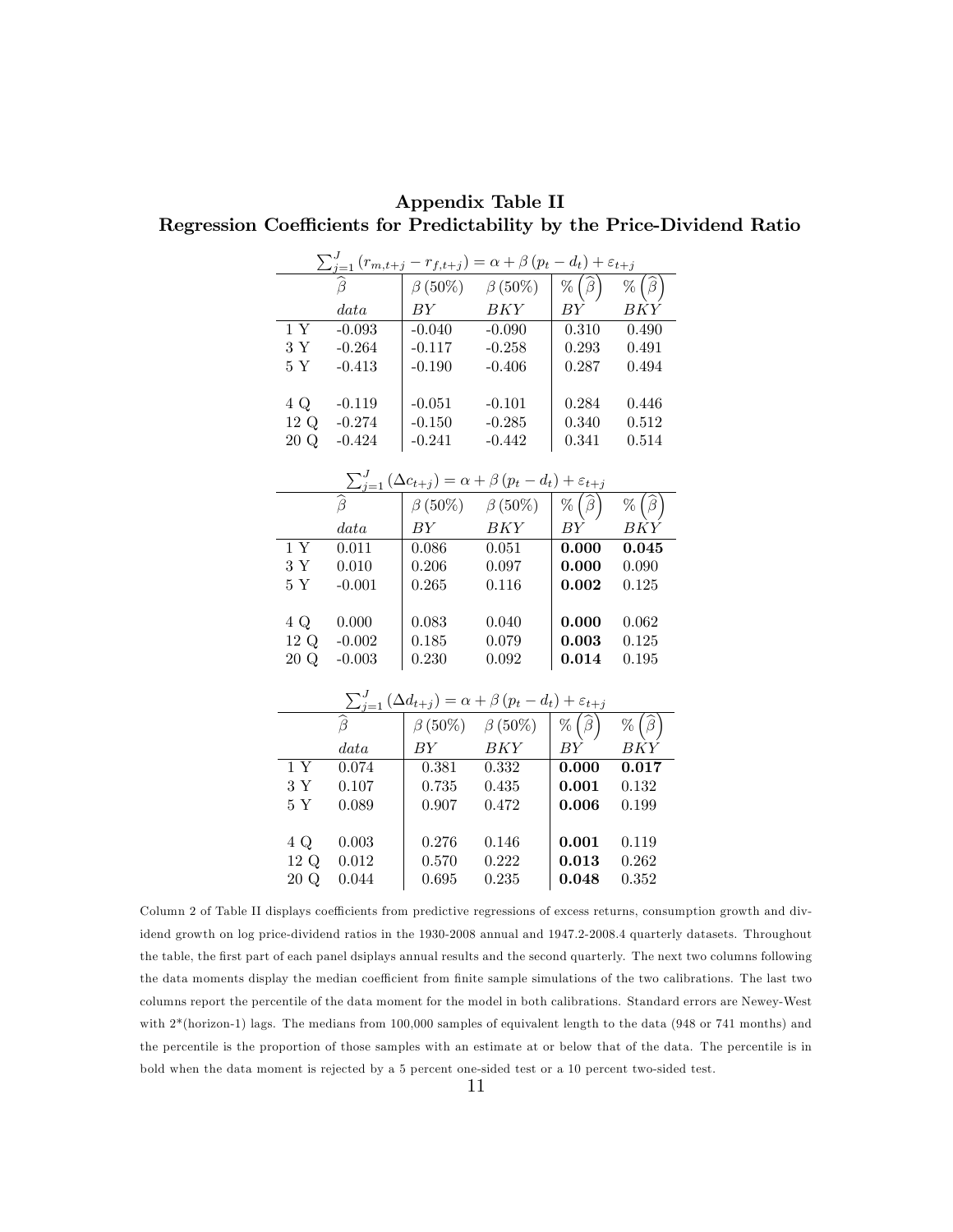# Appendix Table II
## Regression Coefficients for Predictability by the Price-Dividend Ratio

$$\sum_{j=1}^{J}\left(r_{m,t+j} - r_{f,t+j}\right) = \alpha + \beta\left(p_t - d_t\right) + \varepsilon_{t+j}$$

| | $\widehat{\beta}$ | $\beta\,(50\%)$ | $\beta\,(50\%)$ | $\%\left(\widehat{\beta}\right)$ | $\%\left(\widehat{\beta}\right)$ |
|---|---|---|---|---|---|
| | *data* | *BY* | *BKY* | *BY* | *BKY* |
| 1 Y | -0.093 | -0.040 | -0.090 | 0.310 | 0.490 |
| 3 Y | -0.264 | -0.117 | -0.258 | 0.293 | 0.491 |
| 5 Y | -0.413 | -0.190 | -0.406 | 0.287 | 0.494 |
| 4 Q | -0.119 | -0.051 | -0.101 | 0.284 | 0.446 |
| 12 Q | -0.274 | -0.150 | -0.285 | 0.340 | 0.512 |
| 20 Q | -0.424 | -0.241 | -0.442 | 0.341 | 0.514 |

$$\sum_{j=1}^{J}\left(\Delta c_{t+j}\right) = \alpha + \beta\left(p_t - d_t\right) + \varepsilon_{t+j}$$

| | $\widehat{\beta}$ | $\beta\,(50\%)$ | $\beta\,(50\%)$ | $\%\left(\widehat{\beta}\right)$ | $\%\left(\widehat{\beta}\right)$ |
|---|---|---|---|---|---|
| | *data* | *BY* | *BKY* | *BY* | *BKY* |
| 1 Y | 0.011 | 0.086 | 0.051 | **0.000** | **0.045** |
| 3 Y | 0.010 | 0.206 | 0.097 | **0.000** | 0.090 |
| 5 Y | -0.001 | 0.265 | 0.116 | **0.002** | 0.125 |
| 4 Q | 0.000 | 0.083 | 0.040 | **0.000** | 0.062 |
| 12 Q | -0.002 | 0.185 | 0.079 | **0.003** | 0.125 |
| 20 Q | -0.003 | 0.230 | 0.092 | **0.014** | 0.195 |

$$\sum_{j=1}^{J}\left(\Delta d_{t+j}\right) = \alpha + \beta\left(p_t - d_t\right) + \varepsilon_{t+j}$$

| | $\widehat{\beta}$ | $\beta\,(50\%)$ | $\beta\,(50\%)$ | $\%\left(\widehat{\beta}\right)$ | $\%\left(\widehat{\beta}\right)$ |
|---|---|---|---|---|---|
| | *data* | *BY* | *BKY* | *BY* | *BKY* |
| 1 Y | 0.074 | 0.381 | 0.332 | **0.000** | **0.017** |
| 3 Y | 0.107 | 0.735 | 0.435 | **0.001** | 0.132 |
| 5 Y | 0.089 | 0.907 | 0.472 | **0.006** | 0.199 |
| 4 Q | 0.003 | 0.276 | 0.146 | **0.001** | 0.119 |
| 12 Q | 0.012 | 0.570 | 0.222 | **0.013** | 0.262 |
| 20 Q | 0.044 | 0.695 | 0.235 | **0.048** | 0.352 |

Column 2 of Table II displays coefficients from predictive regressions of excess returns, consumption growth and dividend growth on log price-dividend ratios in the 1930-2008 annual and 1947.2-2008.4 quarterly datasets. Throughout the table, the first part of each panel dsiplays annual results and the second quarterly. The next two columns following the data moments display the median coefficient from finite sample simulations of the two calibrations. The last two columns report the percentile of the data moment for the model in both calibrations. Standard errors are Newey-West with 2*(horizon-1) lags. The medians from 100,000 samples of equivalent length to the data (948 or 741 months) and the percentile is the proportion of those samples with an estimate at or below that of the data. The percentile is in bold when the data moment is rejected by a 5 percent one-sided test or a 10 percent two-sided test.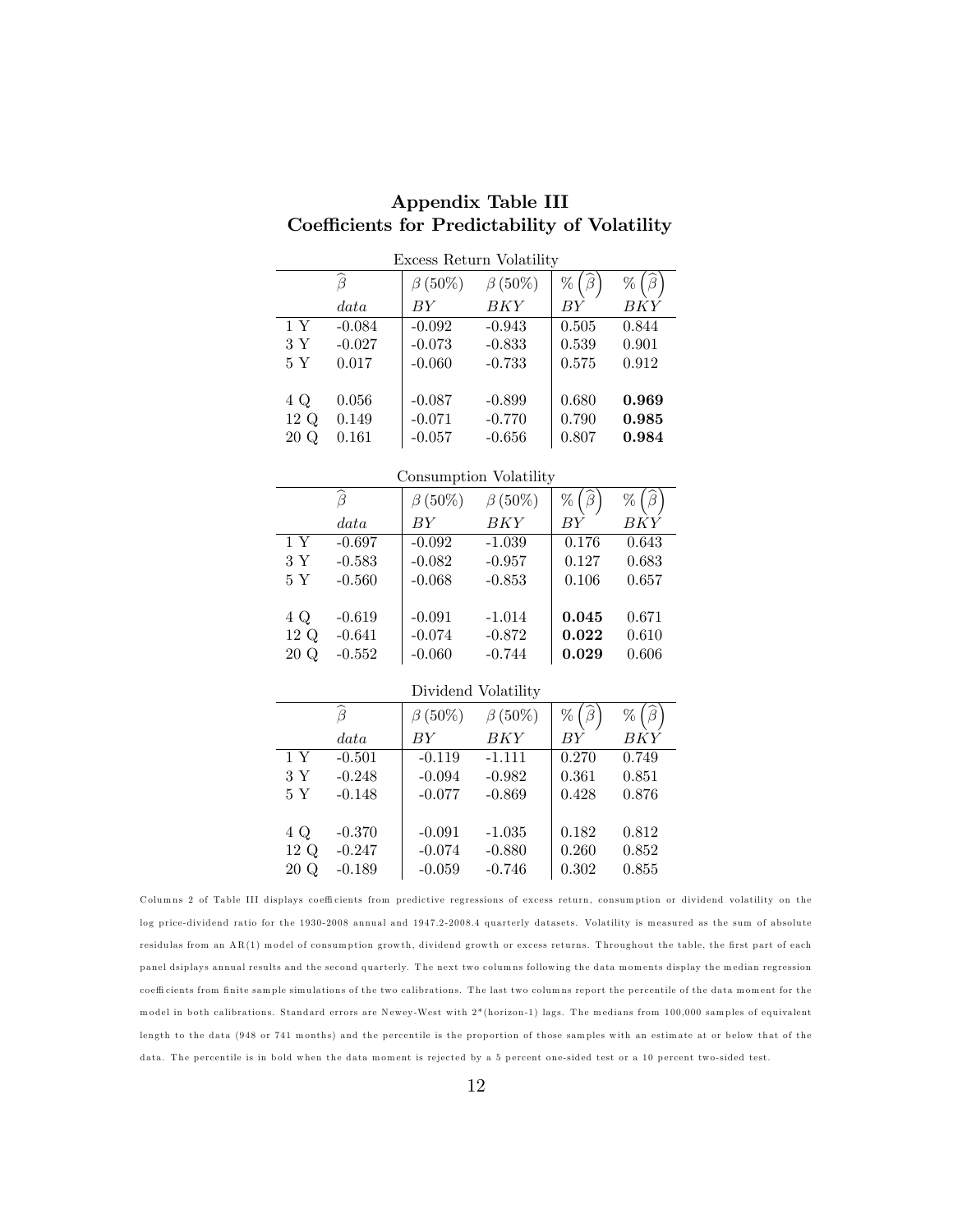# Appendix Table III
## Coefficients for Predictability of Volatility

Excess Return Volatility

| | $\widehat{\beta}$ | $\beta\,(50\%)$ | $\beta\,(50\%)$ | $\%\left(\widehat{\beta}\right)$ | $\%\left(\widehat{\beta}\right)$ |
|---|---|---|---|---|---|
| | *data* | *BY* | *BKY* | *BY* | *BKY* |
| 1 Y | -0.084 | -0.092 | -0.943 | 0.505 | 0.844 |
| 3 Y | -0.027 | -0.073 | -0.833 | 0.539 | 0.901 |
| 5 Y | 0.017 | -0.060 | -0.733 | 0.575 | 0.912 |
| | | | | | |
| 4 Q | 0.056 | -0.087 | -0.899 | 0.680 | **0.969** |
| 12 Q | 0.149 | -0.071 | -0.770 | 0.790 | **0.985** |
| 20 Q | 0.161 | -0.057 | -0.656 | 0.807 | **0.984** |

Consumption Volatility

| | $\widehat{\beta}$ | $\beta\,(50\%)$ | $\beta\,(50\%)$ | $\%\left(\widehat{\beta}\right)$ | $\%\left(\widehat{\beta}\right)$ |
|---|---|---|---|---|---|
| | *data* | *BY* | *BKY* | *BY* | *BKY* |
| 1 Y | -0.697 | -0.092 | -1.039 | 0.176 | 0.643 |
| 3 Y | -0.583 | -0.082 | -0.957 | 0.127 | 0.683 |
| 5 Y | -0.560 | -0.068 | -0.853 | 0.106 | 0.657 |
| | | | | | |
| 4 Q | -0.619 | -0.091 | -1.014 | **0.045** | 0.671 |
| 12 Q | -0.641 | -0.074 | -0.872 | **0.022** | 0.610 |
| 20 Q | -0.552 | -0.060 | -0.744 | **0.029** | 0.606 |

Dividend Volatility

| | $\widehat{\beta}$ | $\beta\,(50\%)$ | $\beta\,(50\%)$ | $\%\left(\widehat{\beta}\right)$ | $\%\left(\widehat{\beta}\right)$ |
|---|---|---|---|---|---|
| | *data* | *BY* | *BKY* | *BY* | *BKY* |
| 1 Y | -0.501 | -0.119 | -1.111 | 0.270 | 0.749 |
| 3 Y | -0.248 | -0.094 | -0.982 | 0.361 | 0.851 |
| 5 Y | -0.148 | -0.077 | -0.869 | 0.428 | 0.876 |
| | | | | | |
| 4 Q | -0.370 | -0.091 | -1.035 | 0.182 | 0.812 |
| 12 Q | -0.247 | -0.074 | -0.880 | 0.260 | 0.852 |
| 20 Q | -0.189 | -0.059 | -0.746 | 0.302 | 0.855 |

Columns 2 of Table III displays coefficients from predictive regressions of excess return, consumption or dividend volatility on the log price-dividend ratio for the 1930-2008 annual and 1947.2-2008.4 quarterly datasets. Volatility is measured as the sum of absolute residulas from an AR(1) model of consumption growth, dividend growth or excess returns. Throughout the table, the first part of each panel dsiplays annual results and the second quarterly. The next two columns following the data moments display the median regression coefficients from finite sample simulations of the two calibrations. The last two columns report the percentile of the data moment for the model in both calibrations. Standard errors are Newey-West with 2*(horizon-1) lags. The medians from 100,000 samples of equivalent length to the data (948 or 741 months) and the percentile is the proportion of those samples with an estimate at or below that of the data. The percentile is in bold when the data moment is rejected by a 5 percent one-sided test or a 10 percent two-sided test.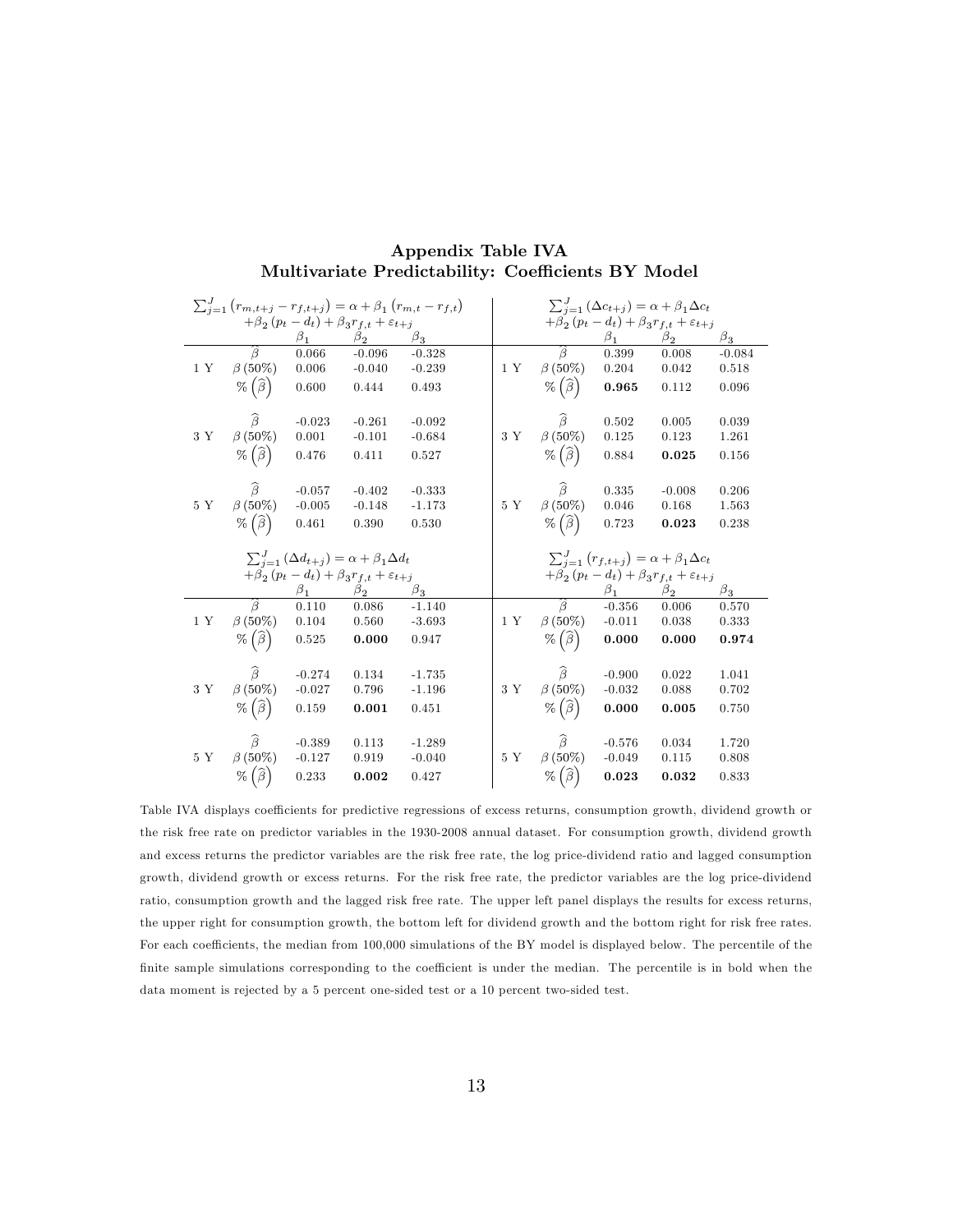# Appendix Table IVA

## Multivariate Predictability: Coefficients BY Model

$\sum_{j=1}^{J}(r_{m,t+j} - r_{f,t+j}) = \alpha + \beta_1(r_{m,t} - r_{f,t}) + \beta_2(p_t - d_t) + \beta_3 r_{f,t} + \varepsilon_{t+j}$

| | | $\beta_1$ | $\beta_2$ | $\beta_3$ |
|---|---|---|---|---|
| 1 Y | $\widehat{\beta}$ | 0.066 | -0.096 | -0.328 |
| | $\beta\,(50\%)$ | 0.006 | -0.040 | -0.239 |
| | $\%\left(\widehat{\beta}\right)$ | 0.600 | 0.444 | 0.493 |
| 3 Y | $\widehat{\beta}$ | -0.023 | -0.261 | -0.092 |
| | $\beta\,(50\%)$ | 0.001 | -0.101 | -0.684 |
| | $\%\left(\widehat{\beta}\right)$ | 0.476 | 0.411 | 0.527 |
| 5 Y | $\widehat{\beta}$ | -0.057 | -0.402 | -0.333 |
| | $\beta\,(50\%)$ | -0.005 | -0.148 | -1.173 |
| | $\%\left(\widehat{\beta}\right)$ | 0.461 | 0.390 | 0.530 |

$\sum_{j=1}^{J}(\Delta c_{t+j}) = \alpha + \beta_1 \Delta c_t + \beta_2(p_t - d_t) + \beta_3 r_{f,t} + \varepsilon_{t+j}$

| | | $\beta_1$ | $\beta_2$ | $\beta_3$ |
|---|---|---|---|---|
| 1 Y | $\widehat{\beta}$ | 0.399 | 0.008 | -0.084 |
| | $\beta\,(50\%)$ | 0.204 | 0.042 | 0.518 |
| | $\%\left(\widehat{\beta}\right)$ | **0.965** | 0.112 | 0.096 |
| 3 Y | $\widehat{\beta}$ | 0.502 | 0.005 | 0.039 |
| | $\beta\,(50\%)$ | 0.125 | 0.123 | 1.261 |
| | $\%\left(\widehat{\beta}\right)$ | 0.884 | **0.025** | 0.156 |
| 5 Y | $\widehat{\beta}$ | 0.335 | -0.008 | 0.206 |
| | $\beta\,(50\%)$ | 0.046 | 0.168 | 1.563 |
| | $\%\left(\widehat{\beta}\right)$ | 0.723 | **0.023** | 0.238 |

$\sum_{j=1}^{J}(\Delta d_{t+j}) = \alpha + \beta_1 \Delta d_t + \beta_2(p_t - d_t) + \beta_3 r_{f,t} + \varepsilon_{t+j}$

| | | $\beta_1$ | $\beta_2$ | $\beta_3$ |
|---|---|---|---|---|
| 1 Y | $\widehat{\beta}$ | 0.110 | 0.086 | -1.140 |
| | $\beta\,(50\%)$ | 0.104 | 0.560 | -3.693 |
| | $\%\left(\widehat{\beta}\right)$ | 0.525 | **0.000** | 0.947 |
| 3 Y | $\widehat{\beta}$ | -0.274 | 0.134 | -1.735 |
| | $\beta\,(50\%)$ | -0.027 | 0.796 | -1.196 |
| | $\%\left(\widehat{\beta}\right)$ | 0.159 | **0.001** | 0.451 |
| 5 Y | $\widehat{\beta}$ | -0.389 | 0.113 | -1.289 |
| | $\beta\,(50\%)$ | -0.127 | 0.919 | -0.040 |
| | $\%\left(\widehat{\beta}\right)$ | 0.233 | **0.002** | 0.427 |

$\sum_{j=1}^{J}(r_{f,t+j}) = \alpha + \beta_1 \Delta c_t + \beta_2(p_t - d_t) + \beta_3 r_{f,t} + \varepsilon_{t+j}$

| | | $\beta_1$ | $\beta_2$ | $\beta_3$ |
|---|---|---|---|---|
| 1 Y | $\widehat{\beta}$ | -0.356 | 0.006 | 0.570 |
| | $\beta\,(50\%)$ | -0.011 | 0.038 | 0.333 |
| | $\%\left(\widehat{\beta}\right)$ | **0.000** | **0.000** | **0.974** |
| 3 Y | $\widehat{\beta}$ | -0.900 | 0.022 | 1.041 |
| | $\beta\,(50\%)$ | -0.032 | 0.088 | 0.702 |
| | $\%\left(\widehat{\beta}\right)$ | **0.000** | **0.005** | 0.750 |
| 5 Y | $\widehat{\beta}$ | -0.576 | 0.034 | 1.720 |
| | $\beta\,(50\%)$ | -0.049 | 0.115 | 0.808 |
| | $\%\left(\widehat{\beta}\right)$ | **0.023** | **0.032** | 0.833 |

Table IVA displays coefficients for predictive regressions of excess returns, consumption growth, dividend growth or the risk free rate on predictor variables in the 1930-2008 annual dataset. For consumption growth, dividend growth and excess returns the predictor variables are the risk free rate, the log price-dividend ratio and lagged consumption growth, dividend growth or excess returns. For the risk free rate, the predictor variables are the log price-dividend ratio, consumption growth and the lagged risk free rate. The upper left panel displays the results for excess returns, the upper right for consumption growth, the bottom left for dividend growth and the bottom right for risk free rates. For each coefficients, the median from 100,000 simulations of the BY model is displayed below. The percentile of the finite sample simulations corresponding to the coefficient is under the median. The percentile is in bold when the data moment is rejected by a 5 percent one-sided test or a 10 percent two-sided test.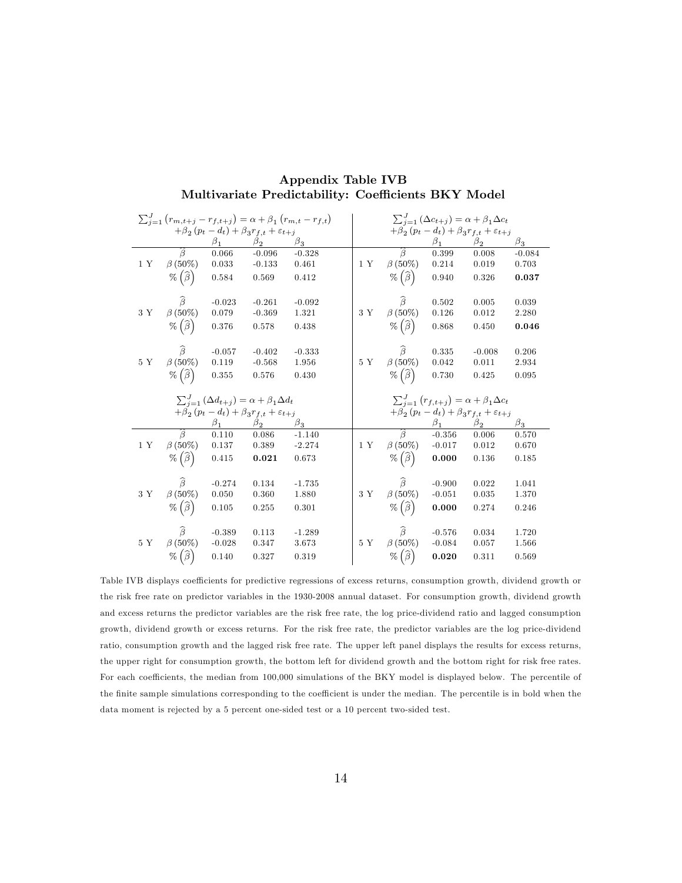## Appendix Table IVB
## Multivariate Predictability: Coefficients BKY Model

| | | $\sum_{j=1}^{J}(r_{m,t+j} - r_{f,t+j}) = \alpha + \beta_1(r_{m,t} - r_{f,t})$ $+\beta_2(p_t - d_t) + \beta_3 r_{f,t} + \varepsilon_{t+j}$ | | | | | $\sum_{j=1}^{J}(\Delta c_{t+j}) = \alpha + \beta_1 \Delta c_t$ $+\beta_2(p_t - d_t) + \beta_3 r_{f,t} + \varepsilon_{t+j}$ | | |
|---|---|---|---|---|---|---|---|---|---|
| | | $\beta_1$ | $\beta_2$ | $\beta_3$ | | | $\beta_1$ | $\beta_2$ | $\beta_3$ |
| 1 Y | $\widehat{\beta}$ | 0.066 | -0.096 | -0.328 | 1 Y | $\widehat{\beta}$ | 0.399 | 0.008 | -0.084 |
| | $\beta\,(50\%)$ | 0.033 | -0.133 | 0.461 | | $\beta\,(50\%)$ | 0.214 | 0.019 | 0.703 |
| | $\%\left(\widehat{\beta}\right)$ | 0.584 | 0.569 | 0.412 | | $\%\left(\widehat{\beta}\right)$ | 0.940 | 0.326 | **0.037** |
| 3 Y | $\widehat{\beta}$ | -0.023 | -0.261 | -0.092 | 3 Y | $\widehat{\beta}$ | 0.502 | 0.005 | 0.039 |
| | $\beta\,(50\%)$ | 0.079 | -0.369 | 1.321 | | $\beta\,(50\%)$ | 0.126 | 0.012 | 2.280 |
| | $\%\left(\widehat{\beta}\right)$ | 0.376 | 0.578 | 0.438 | | $\%\left(\widehat{\beta}\right)$ | 0.868 | 0.450 | **0.046** |
| 5 Y | $\widehat{\beta}$ | -0.057 | -0.402 | -0.333 | 5 Y | $\widehat{\beta}$ | 0.335 | -0.008 | 0.206 |
| | $\beta\,(50\%)$ | 0.119 | -0.568 | 1.956 | | $\beta\,(50\%)$ | 0.042 | 0.011 | 2.934 |
| | $\%\left(\widehat{\beta}\right)$ | 0.355 | 0.576 | 0.430 | | $\%\left(\widehat{\beta}\right)$ | 0.730 | 0.425 | 0.095 |

| | | $\sum_{j=1}^{J}(\Delta d_{t+j}) = \alpha + \beta_1 \Delta d_t$ $+\beta_2(p_t - d_t) + \beta_3 r_{f,t} + \varepsilon_{t+j}$ | | | | | $\sum_{j=1}^{J}(r_{f,t+j}) = \alpha + \beta_1 \Delta c_t$ $+\beta_2(p_t - d_t) + \beta_3 r_{f,t} + \varepsilon_{t+j}$ | | |
|---|---|---|---|---|---|---|---|---|---|
| | | $\beta_1$ | $\beta_2$ | $\beta_3$ | | | $\beta_1$ | $\beta_2$ | $\beta_3$ |
| 1 Y | $\widehat{\beta}$ | 0.110 | 0.086 | -1.140 | 1 Y | $\widehat{\beta}$ | -0.356 | 0.006 | 0.570 |
| | $\beta\,(50\%)$ | 0.137 | 0.389 | -2.274 | | $\beta\,(50\%)$ | -0.017 | 0.012 | 0.670 |
| | $\%\left(\widehat{\beta}\right)$ | 0.415 | **0.021** | 0.673 | | $\%\left(\widehat{\beta}\right)$ | **0.000** | 0.136 | 0.185 |
| 3 Y | $\widehat{\beta}$ | -0.274 | 0.134 | -1.735 | 3 Y | $\widehat{\beta}$ | -0.900 | 0.022 | 1.041 |
| | $\beta\,(50\%)$ | 0.050 | 0.360 | 1.880 | | $\beta\,(50\%)$ | -0.051 | 0.035 | 1.370 |
| | $\%\left(\widehat{\beta}\right)$ | 0.105 | 0.255 | 0.301 | | $\%\left(\widehat{\beta}\right)$ | **0.000** | 0.274 | 0.246 |
| 5 Y | $\widehat{\beta}$ | -0.389 | 0.113 | -1.289 | 5 Y | $\widehat{\beta}$ | -0.576 | 0.034 | 1.720 |
| | $\beta\,(50\%)$ | -0.028 | 0.347 | 3.673 | | $\beta\,(50\%)$ | -0.084 | 0.057 | 1.566 |
| | $\%\left(\widehat{\beta}\right)$ | 0.140 | 0.327 | 0.319 | | $\%\left(\widehat{\beta}\right)$ | **0.020** | 0.311 | 0.569 |

Table IVB displays coefficients for predictive regressions of excess returns, consumption growth, dividend growth or the risk free rate on predictor variables in the 1930-2008 annual dataset. For consumption growth, dividend growth and excess returns the predictor variables are the risk free rate, the log price-dividend ratio and lagged consumption growth, dividend growth or excess returns. For the risk free rate, the predictor variables are the log price-dividend ratio, consumption growth and the lagged risk free rate. The upper left panel displays the results for excess returns, the upper right for consumption growth, the bottom left for dividend growth and the bottom right for risk free rates. For each coefficients, the median from 100,000 simulations of the BKY model is displayed below. The percentile of the finite sample simulations corresponding to the coefficient is under the median. The percentile is in bold when the data moment is rejected by a 5 percent one-sided test or a 10 percent two-sided test.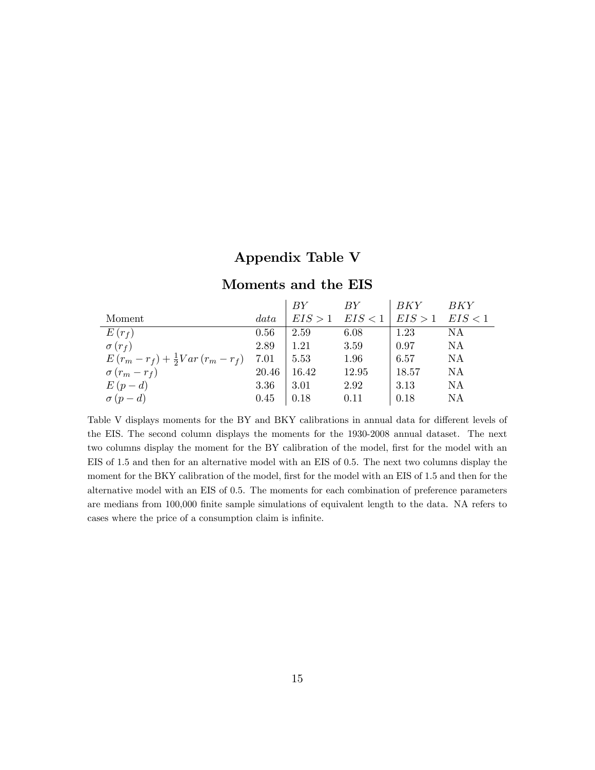# Appendix Table V

## Moments and the EIS

| Moment | *data* | *BY* $EIS > 1$ | *BY* $EIS < 1$ | *BKY* $EIS > 1$ | *BKY* $EIS < 1$ |
|---|---|---|---|---|---|
| $E(r_f)$ | 0.56 | 2.59 | 6.08 | 1.23 | NA |
| $\sigma(r_f)$ | 2.89 | 1.21 | 3.59 | 0.97 | NA |
| $E(r_m - r_f) + \frac{1}{2}Var(r_m - r_f)$ | 7.01 | 5.53 | 1.96 | 6.57 | NA |
| $\sigma(r_m - r_f)$ | 20.46 | 16.42 | 12.95 | 18.57 | NA |
| $E(p - d)$ | 3.36 | 3.01 | 2.92 | 3.13 | NA |
| $\sigma(p - d)$ | 0.45 | 0.18 | 0.11 | 0.18 | NA |

Table V displays moments for the BY and BKY calibrations in annual data for different levels of the EIS. The second column displays the moments for the 1930-2008 annual dataset. The next two columns display the moment for the BY calibration of the model, first for the model with an EIS of 1.5 and then for an alternative model with an EIS of 0.5. The next two columns display the moment for the BKY calibration of the model, first for the model with an EIS of 1.5 and then for the alternative model with an EIS of 0.5. The moments for each combination of preference parameters are medians from 100,000 finite sample simulations of equivalent length to the data. NA refers to cases where the price of a consumption claim is infinite.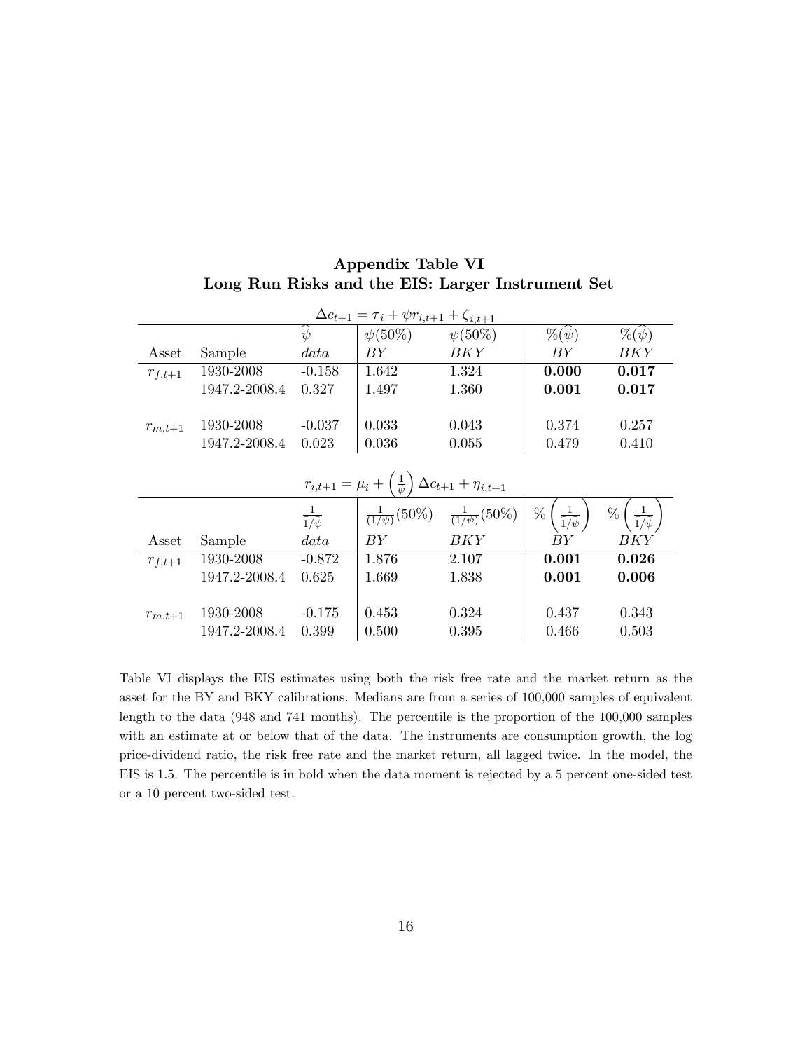## Appendix Table VI
## Long Run Risks and the EIS: Larger Instrument Set

$$\Delta c_{t+1} = \tau_i + \psi r_{i,t+1} + \zeta_{i,t+1}$$

| Asset | Sample | $\widehat{\psi}$ *data* | $\psi(50\%)$ *BY* | $\psi(50\%)$ *BKY* | $\%(\widehat{\psi})$ *BY* | $\%(\widehat{\psi})$ *BKY* |
|---|---|---|---|---|---|---|
| $r_{f,t+1}$ | 1930-2008 | -0.158 | 1.642 | 1.324 | **0.000** | **0.017** |
| | 1947.2-2008.4 | 0.327 | 1.497 | 1.360 | **0.001** | **0.017** |
| $r_{m,t+1}$ | 1930-2008 | -0.037 | 0.033 | 0.043 | 0.374 | 0.257 |
| | 1947.2-2008.4 | 0.023 | 0.036 | 0.055 | 0.479 | 0.410 |

$$r_{i,t+1} = \mu_i + \left(\frac{1}{\psi}\right) \Delta c_{t+1} + \eta_{i,t+1}$$

| Asset | Sample | $\frac{1}{\widehat{1/\psi}}$ *data* | $\frac{1}{(1/\psi)}(50\%)$ *BY* | $\frac{1}{(1/\psi)}(50\%)$ *BKY* | $\%\left(\frac{1}{\widehat{1/\psi}}\right)$ *BY* | $\%\left(\frac{1}{\widehat{1/\psi}}\right)$ *BKY* |
|---|---|---|---|---|---|---|
| $r_{f,t+1}$ | 1930-2008 | -0.872 | 1.876 | 2.107 | **0.001** | **0.026** |
| | 1947.2-2008.4 | 0.625 | 1.669 | 1.838 | **0.001** | **0.006** |
| $r_{m,t+1}$ | 1930-2008 | -0.175 | 0.453 | 0.324 | 0.437 | 0.343 |
| | 1947.2-2008.4 | 0.399 | 0.500 | 0.395 | 0.466 | 0.503 |

Table VI displays the EIS estimates using both the risk free rate and the market return as the asset for the BY and BKY calibrations. Medians are from a series of 100,000 samples of equivalent length to the data (948 and 741 months). The percentile is the proportion of the 100,000 samples with an estimate at or below that of the data. The instruments are consumption growth, the log price-dividend ratio, the risk free rate and the market return, all lagged twice. In the model, the EIS is 1.5. The percentile is in bold when the data moment is rejected by a 5 percent one-sided test or a 10 percent two-sided test.